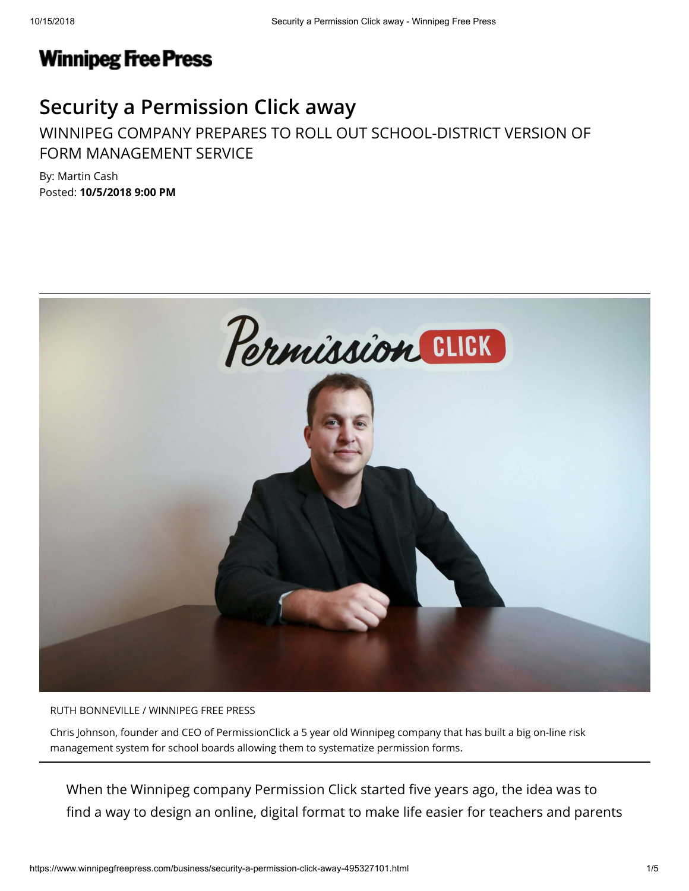Winnipeg Free Press

# Security a Permission Click away

## WINNIPEG COMPANY PREPARES TO ROLL OUT SCHOOL-DISTRICT VERSION OF FORM MANAGEMENT SERVICE

By: Martin Cash
Posted: **10/5/2018 9:00 PM**

RUTH BONNEVILLE / WINNIPEG FREE PRESS

Chris Johnson, founder and CEO of PermissionClick a 5 year old Winnipeg company that has built a big on-line risk management system for school boards allowing them to systematize permission forms.

When the Winnipeg company Permission Click started five years ago, the idea was to find a way to design an online, digital format to make life easier for teachers and parents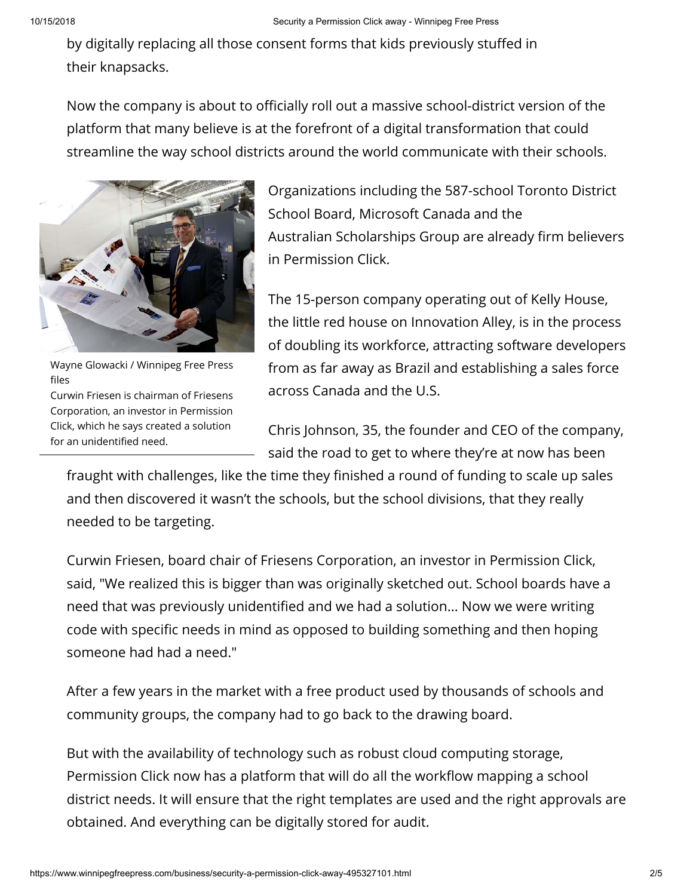by digitally replacing all those consent forms that kids previously stuffed in their knapsacks.

Now the company is about to officially roll out a massive school-district version of the platform that many believe is at the forefront of a digital transformation that could streamline the way school districts around the world communicate with their schools.

Wayne Glowacki / Winnipeg Free Press files
Curwin Friesen is chairman of Friesens Corporation, an investor in Permission Click, which he says created a solution for an unidentified need.

Organizations including the 587-school Toronto District School Board, Microsoft Canada and the Australian Scholarships Group are already firm believers in Permission Click.

The 15-person company operating out of Kelly House, the little red house on Innovation Alley, is in the process of doubling its workforce, attracting software developers from as far away as Brazil and establishing a sales force across Canada and the U.S.

Chris Johnson, 35, the founder and CEO of the company, said the road to get to where they're at now has been fraught with challenges, like the time they finished a round of funding to scale up sales and then discovered it wasn't the schools, but the school divisions, that they really needed to be targeting.

Curwin Friesen, board chair of Friesens Corporation, an investor in Permission Click, said, "We realized this is bigger than was originally sketched out. School boards have a need that was previously unidentified and we had a solution... Now we were writing code with specific needs in mind as opposed to building something and then hoping someone had had a need."

After a few years in the market with a free product used by thousands of schools and community groups, the company had to go back to the drawing board.

But with the availability of technology such as robust cloud computing storage, Permission Click now has a platform that will do all the workflow mapping a school district needs. It will ensure that the right templates are used and the right approvals are obtained. And everything can be digitally stored for audit.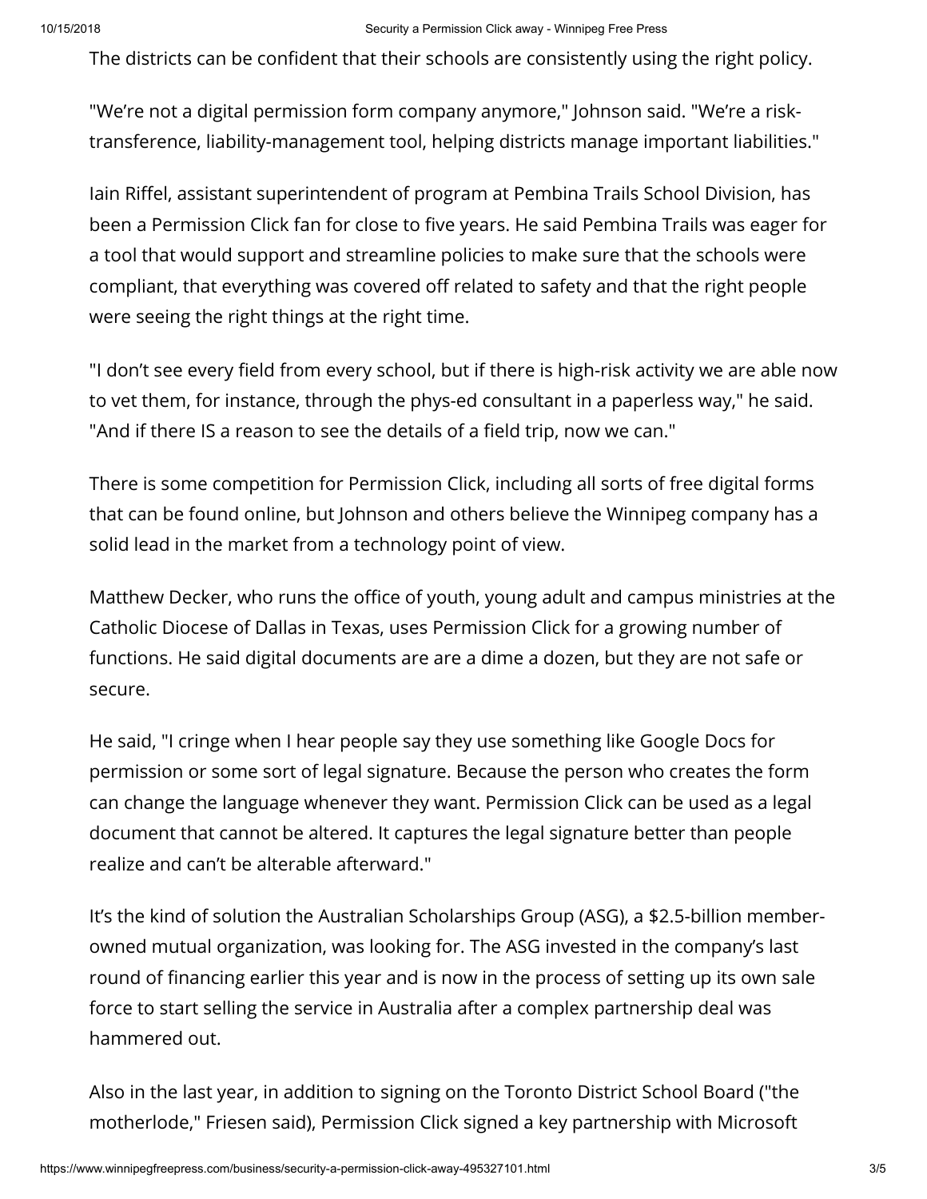The districts can be confident that their schools are consistently using the right policy.

"We're not a digital permission form company anymore," Johnson said. "We're a risk-transference, liability-management tool, helping districts manage important liabilities."

Iain Riffel, assistant superintendent of program at Pembina Trails School Division, has been a Permission Click fan for close to five years. He said Pembina Trails was eager for a tool that would support and streamline policies to make sure that the schools were compliant, that everything was covered off related to safety and that the right people were seeing the right things at the right time.

"I don't see every field from every school, but if there is high-risk activity we are able now to vet them, for instance, through the phys-ed consultant in a paperless way," he said. "And if there IS a reason to see the details of a field trip, now we can."

There is some competition for Permission Click, including all sorts of free digital forms that can be found online, but Johnson and others believe the Winnipeg company has a solid lead in the market from a technology point of view.

Matthew Decker, who runs the office of youth, young adult and campus ministries at the Catholic Diocese of Dallas in Texas, uses Permission Click for a growing number of functions. He said digital documents are are a dime a dozen, but they are not safe or secure.

He said, "I cringe when I hear people say they use something like Google Docs for permission or some sort of legal signature. Because the person who creates the form can change the language whenever they want. Permission Click can be used as a legal document that cannot be altered. It captures the legal signature better than people realize and can't be alterable afterward."

It's the kind of solution the Australian Scholarships Group (ASG), a $2.5-billion member-owned mutual organization, was looking for. The ASG invested in the company's last round of financing earlier this year and is now in the process of setting up its own sale force to start selling the service in Australia after a complex partnership deal was hammered out.

Also in the last year, in addition to signing on the Toronto District School Board ("the motherlode," Friesen said), Permission Click signed a key partnership with Microsoft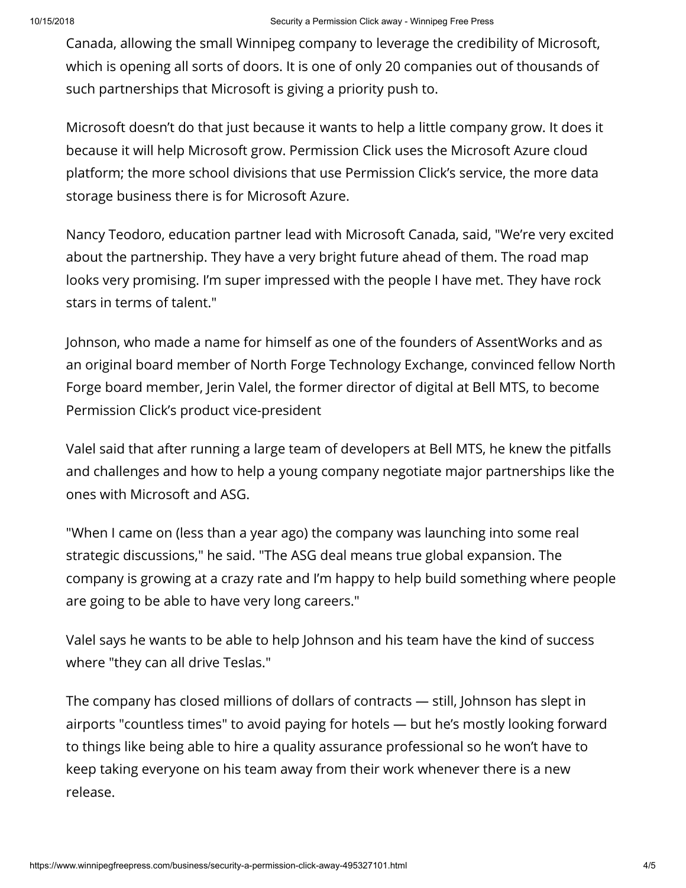Canada, allowing the small Winnipeg company to leverage the credibility of Microsoft, which is opening all sorts of doors. It is one of only 20 companies out of thousands of such partnerships that Microsoft is giving a priority push to.

Microsoft doesn't do that just because it wants to help a little company grow. It does it because it will help Microsoft grow. Permission Click uses the Microsoft Azure cloud platform; the more school divisions that use Permission Click's service, the more data storage business there is for Microsoft Azure.

Nancy Teodoro, education partner lead with Microsoft Canada, said, "We're very excited about the partnership. They have a very bright future ahead of them. The road map looks very promising. I'm super impressed with the people I have met. They have rock stars in terms of talent."

Johnson, who made a name for himself as one of the founders of AssentWorks and as an original board member of North Forge Technology Exchange, convinced fellow North Forge board member, Jerin Valel, the former director of digital at Bell MTS, to become Permission Click's product vice-president

Valel said that after running a large team of developers at Bell MTS, he knew the pitfalls and challenges and how to help a young company negotiate major partnerships like the ones with Microsoft and ASG.

"When I came on (less than a year ago) the company was launching into some real strategic discussions," he said. "The ASG deal means true global expansion. The company is growing at a crazy rate and I'm happy to help build something where people are going to be able to have very long careers."

Valel says he wants to be able to help Johnson and his team have the kind of success where "they can all drive Teslas."

The company has closed millions of dollars of contracts — still, Johnson has slept in airports "countless times" to avoid paying for hotels — but he's mostly looking forward to things like being able to hire a quality assurance professional so he won't have to keep taking everyone on his team away from their work whenever there is a new release.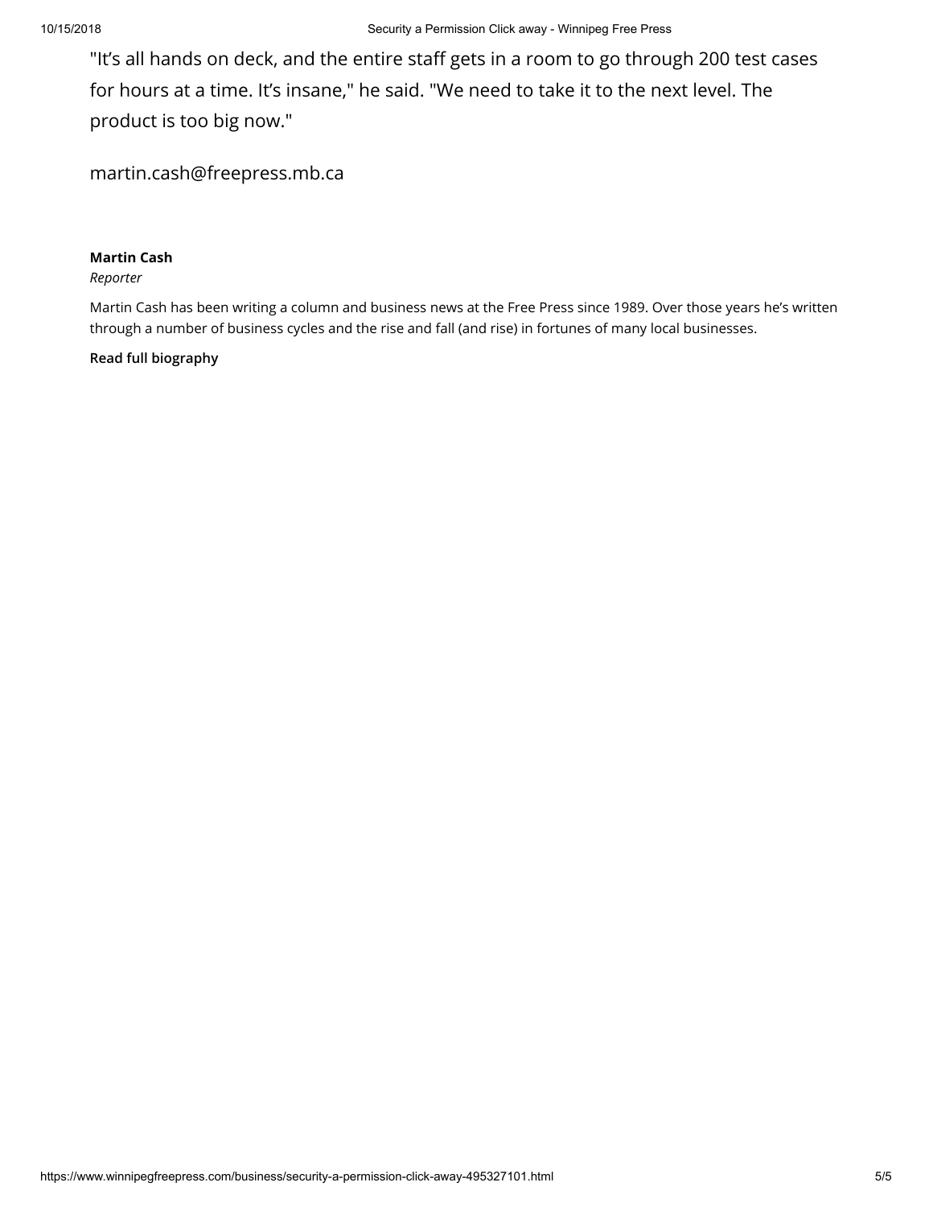"It's all hands on deck, and the entire staff gets in a room to go through 200 test cases for hours at a time. It's insane," he said. "We need to take it to the next level. The product is too big now."

martin.cash@freepress.mb.ca

**Martin Cash**

*Reporter*

Martin Cash has been writing a column and business news at the Free Press since 1989. Over those years he's written through a number of business cycles and the rise and fall (and rise) in fortunes of many local businesses.

**Read full biography**